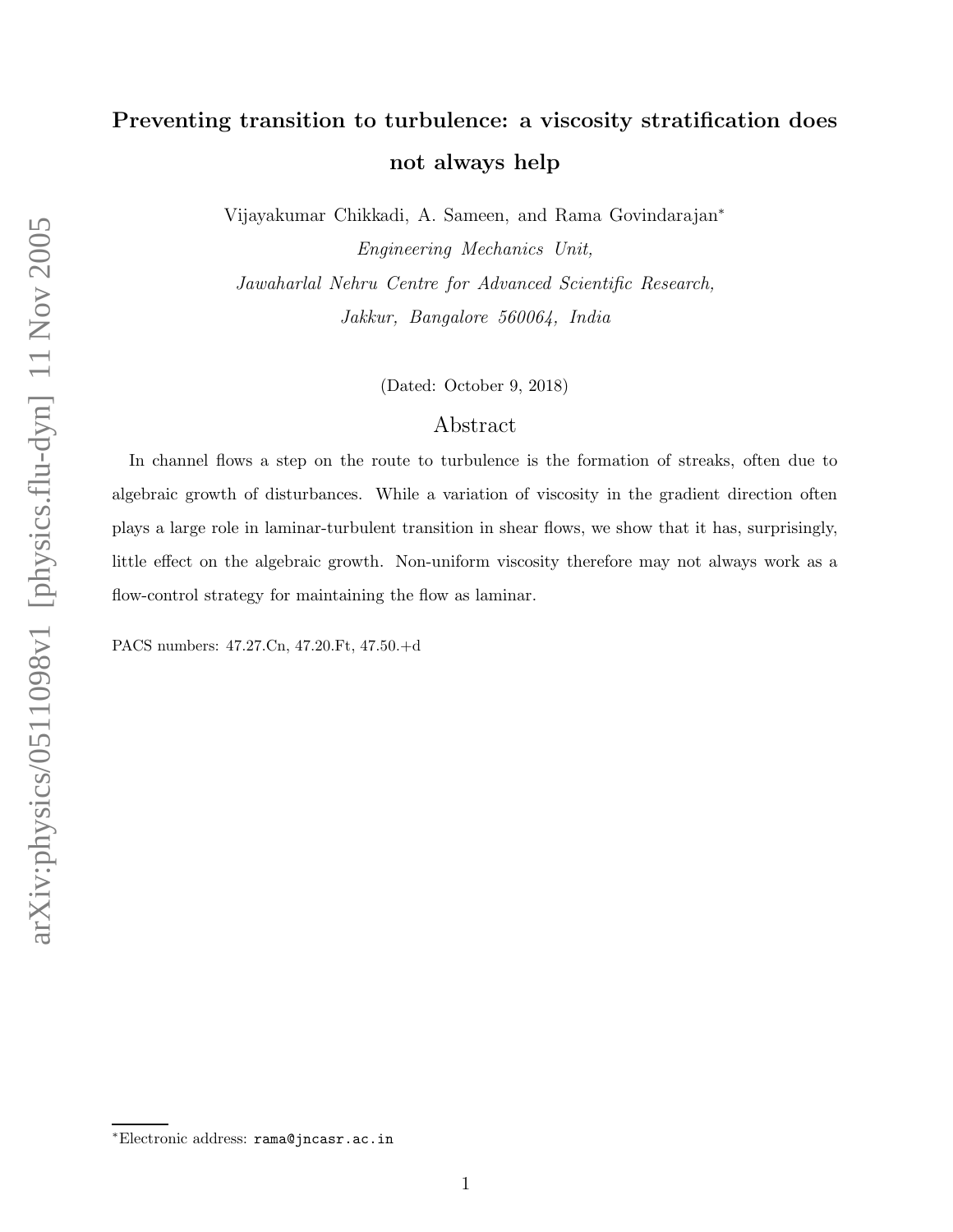# Preventing transition to turbulence: a viscosity stratification does not always help

Vijayakumar Chikkadi, A. Sameen, and Rama Govindarajan*

*Engineering Mechanics Unit,*
*Jawaharlal Nehru Centre for Advanced Scientific Research,*
*Jakkur, Bangalore 560064, India*

(Dated: October 9, 2018)

## Abstract

In channel flows a step on the route to turbulence is the formation of streaks, often due to algebraic growth of disturbances. While a variation of viscosity in the gradient direction often plays a large role in laminar-turbulent transition in shear flows, we show that it has, surprisingly, little effect on the algebraic growth. Non-uniform viscosity therefore may not always work as a flow-control strategy for maintaining the flow as laminar.

PACS numbers: 47.27.Cn, 47.20.Ft, 47.50.+d

*Electronic address: rama@jncasr.ac.in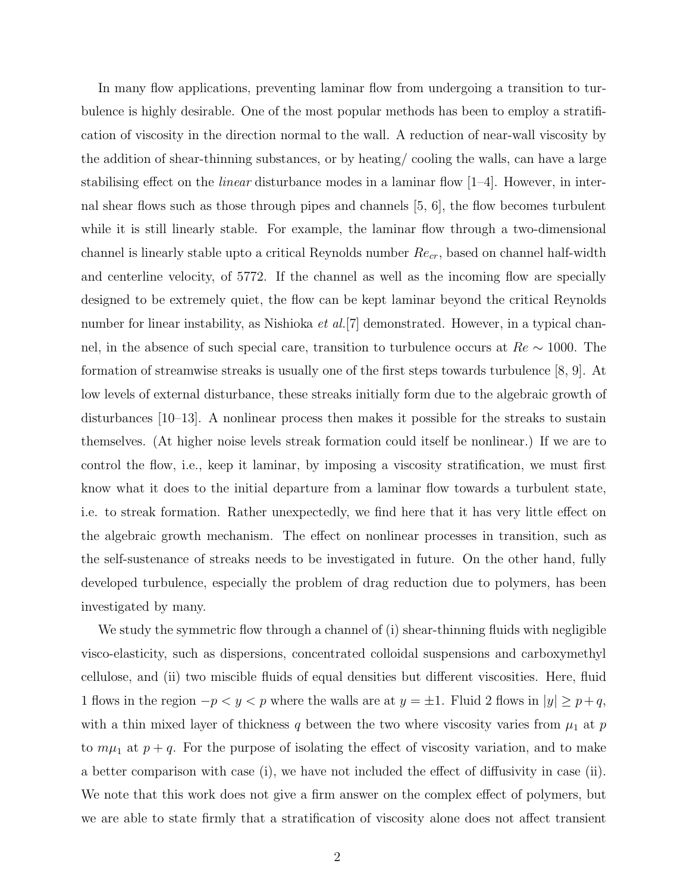In many flow applications, preventing laminar flow from undergoing a transition to turbulence is highly desirable. One of the most popular methods has been to employ a stratification of viscosity in the direction normal to the wall. A reduction of near-wall viscosity by the addition of shear-thinning substances, or by heating/ cooling the walls, can have a large stabilising effect on the *linear* disturbance modes in a laminar flow [1–4]. However, in internal shear flows such as those through pipes and channels [5, 6], the flow becomes turbulent while it is still linearly stable. For example, the laminar flow through a two-dimensional channel is linearly stable upto a critical Reynolds number $Re_{cr}$, based on channel half-width and centerline velocity, of 5772. If the channel as well as the incoming flow are specially designed to be extremely quiet, the flow can be kept laminar beyond the critical Reynolds number for linear instability, as Nishioka *et al.*[7] demonstrated. However, in a typical channel, in the absence of such special care, transition to turbulence occurs at $Re \sim 1000$. The formation of streamwise streaks is usually one of the first steps towards turbulence [8, 9]. At low levels of external disturbance, these streaks initially form due to the algebraic growth of disturbances [10–13]. A nonlinear process then makes it possible for the streaks to sustain themselves. (At higher noise levels streak formation could itself be nonlinear.) If we are to control the flow, i.e., keep it laminar, by imposing a viscosity stratification, we must first know what it does to the initial departure from a laminar flow towards a turbulent state, i.e. to streak formation. Rather unexpectedly, we find here that it has very little effect on the algebraic growth mechanism. The effect on nonlinear processes in transition, such as the self-sustenance of streaks needs to be investigated in future. On the other hand, fully developed turbulence, especially the problem of drag reduction due to polymers, has been investigated by many.

We study the symmetric flow through a channel of (i) shear-thinning fluids with negligible visco-elasticity, such as dispersions, concentrated colloidal suspensions and carboxymethyl cellulose, and (ii) two miscible fluids of equal densities but different viscosities. Here, fluid 1 flows in the region $-p < y < p$ where the walls are at $y = \pm 1$. Fluid 2 flows in $|y| \geq p + q$, with a thin mixed layer of thickness $q$ between the two where viscosity varies from $\mu_1$ at $p$ to $m\mu_1$ at $p + q$. For the purpose of isolating the effect of viscosity variation, and to make a better comparison with case (i), we have not included the effect of diffusivity in case (ii). We note that this work does not give a firm answer on the complex effect of polymers, but we are able to state firmly that a stratification of viscosity alone does not affect transient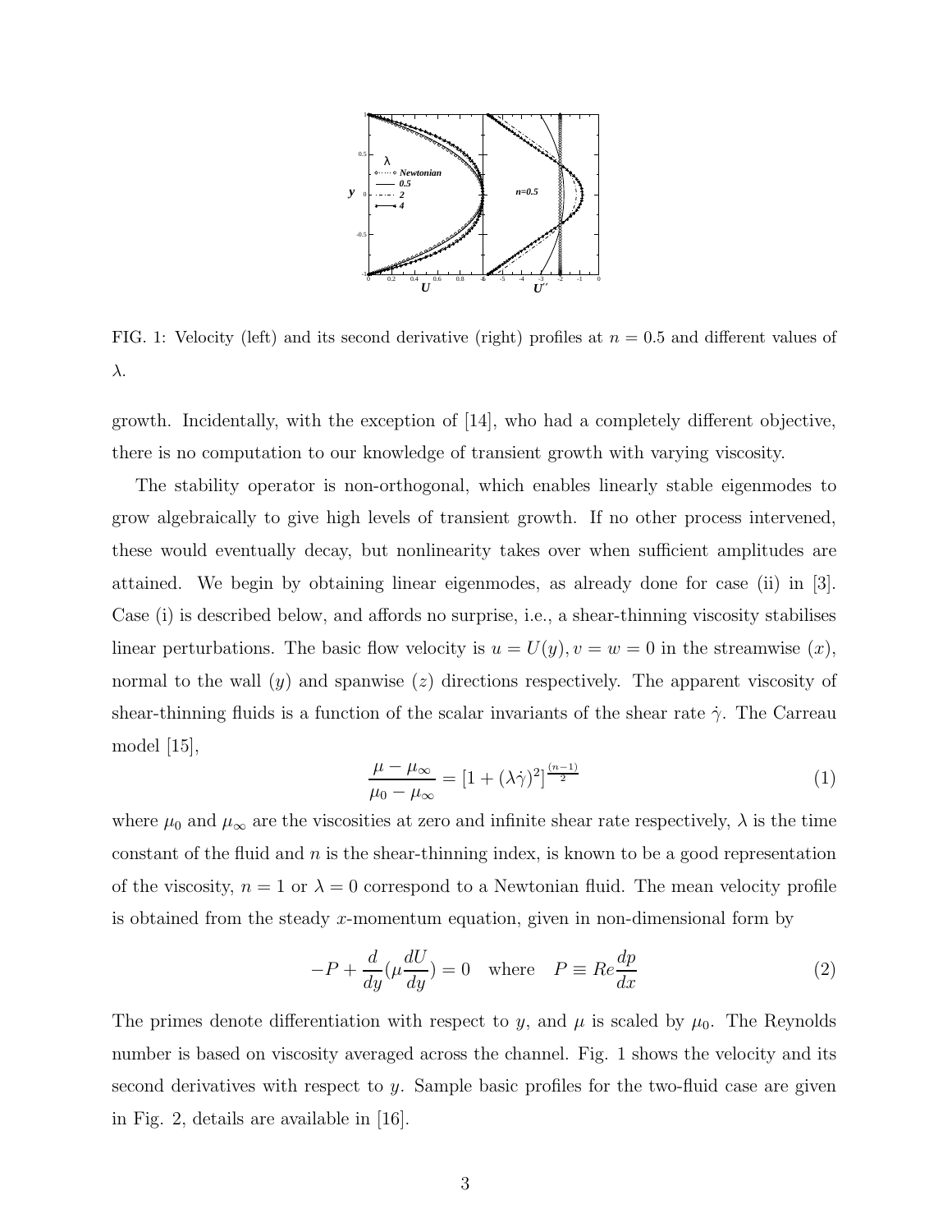FIG. 1: Velocity (left) and its second derivative (right) profiles at $n = 0.5$ and different values of $\lambda$.

growth. Incidentally, with the exception of [14], who had a completely different objective, there is no computation to our knowledge of transient growth with varying viscosity.

The stability operator is non-orthogonal, which enables linearly stable eigenmodes to grow algebraically to give high levels of transient growth. If no other process intervened, these would eventually decay, but nonlinearity takes over when sufficient amplitudes are attained. We begin by obtaining linear eigenmodes, as already done for case (ii) in [3]. Case (i) is described below, and affords no surprise, i.e., a shear-thinning viscosity stabilises linear perturbations. The basic flow velocity is $u = U(y), v = w = 0$ in the streamwise ($x$), normal to the wall ($y$) and spanwise ($z$) directions respectively. The apparent viscosity of shear-thinning fluids is a function of the scalar invariants of the shear rate $\dot{\gamma}$. The Carreau model [15],

$$\frac{\mu - \mu_\infty}{\mu_0 - \mu_\infty} = [1 + (\lambda\dot{\gamma})^2]^{\frac{(n-1)}{2}} \tag{1}$$

where $\mu_0$ and $\mu_\infty$ are the viscosities at zero and infinite shear rate respectively, $\lambda$ is the time constant of the fluid and $n$ is the shear-thinning index, is known to be a good representation of the viscosity, $n = 1$ or $\lambda = 0$ correspond to a Newtonian fluid. The mean velocity profile is obtained from the steady $x$-momentum equation, given in non-dimensional form by

$$-P + \frac{d}{dy}(\mu\frac{dU}{dy}) = 0 \quad \text{where} \quad P \equiv Re\frac{dp}{dx} \tag{2}$$

The primes denote differentiation with respect to $y$, and $\mu$ is scaled by $\mu_0$. The Reynolds number is based on viscosity averaged across the channel. Fig. 1 shows the velocity and its second derivatives with respect to $y$. Sample basic profiles for the two-fluid case are given in Fig. 2, details are available in [16].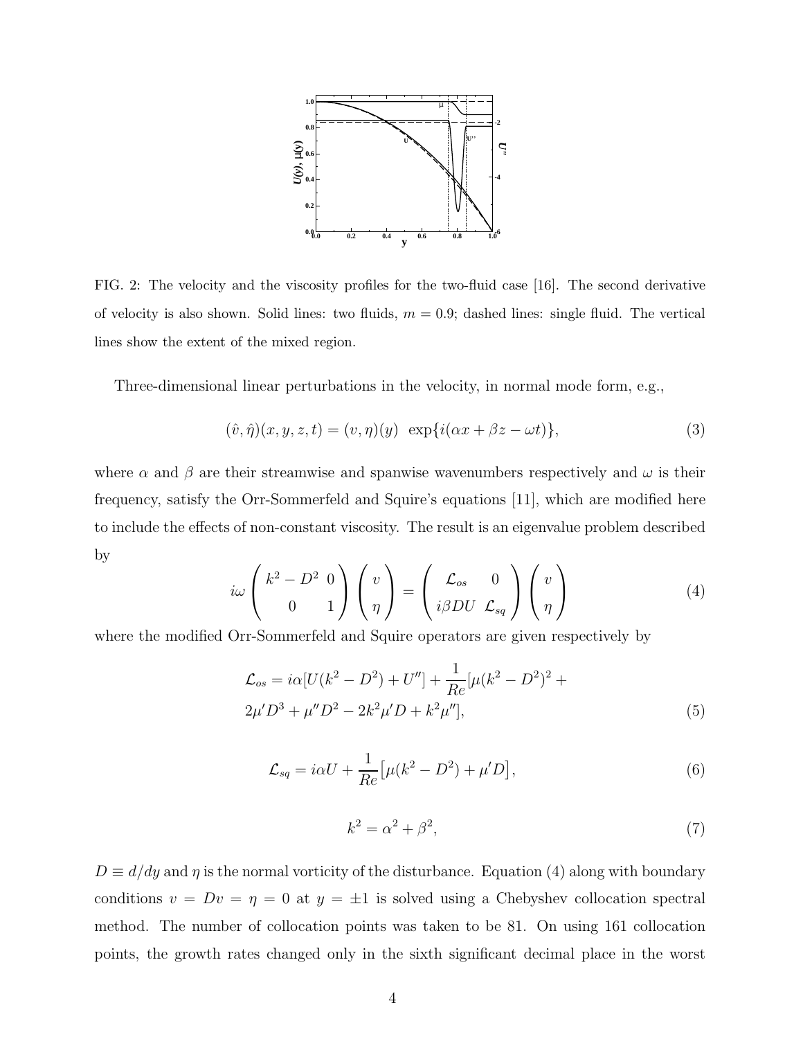FIG. 2: The velocity and the viscosity profiles for the two-fluid case [16]. The second derivative of velocity is also shown. Solid lines: two fluids, $m = 0.9$; dashed lines: single fluid. The vertical lines show the extent of the mixed region.

Three-dimensional linear perturbations in the velocity, in normal mode form, e.g.,

$$(\hat{v}, \hat{\eta})(x, y, z, t) = (v, \eta)(y) \ \ \exp\{i(\alpha x + \beta z - \omega t)\}, \tag{3}$$

where $\alpha$ and $\beta$ are their streamwise and spanwise wavenumbers respectively and $\omega$ is their frequency, satisfy the Orr-Sommerfeld and Squire's equations [11], which are modified here to include the effects of non-constant viscosity. The result is an eigenvalue problem described by

$$i\omega \begin{pmatrix} k^2 - D^2 & 0 \\ 0 & 1 \end{pmatrix} \begin{pmatrix} v \\ \eta \end{pmatrix} = \begin{pmatrix} \mathcal{L}_{os} & 0 \\ i\beta DU & \mathcal{L}_{sq} \end{pmatrix} \begin{pmatrix} v \\ \eta \end{pmatrix} \tag{4}$$

where the modified Orr-Sommerfeld and Squire operators are given respectively by

$$\mathcal{L}_{os} = i\alpha[U(k^2 - D^2) + U''] + \frac{1}{Re}[\mu(k^2 - D^2)^2 + 2\mu' D^3 + \mu'' D^2 - 2k^2 \mu' D + k^2 \mu''], \tag{5}$$

$$\mathcal{L}_{sq} = i\alpha U + \frac{1}{Re}\big[\mu(k^2 - D^2) + \mu' D\big], \tag{6}$$

$$k^2 = \alpha^2 + \beta^2, \tag{7}$$

$D \equiv d/dy$ and $\eta$ is the normal vorticity of the disturbance. Equation (4) along with boundary conditions $v = Dv = \eta = 0$ at $y = \pm 1$ is solved using a Chebyshev collocation spectral method. The number of collocation points was taken to be 81. On using 161 collocation points, the growth rates changed only in the sixth significant decimal place in the worst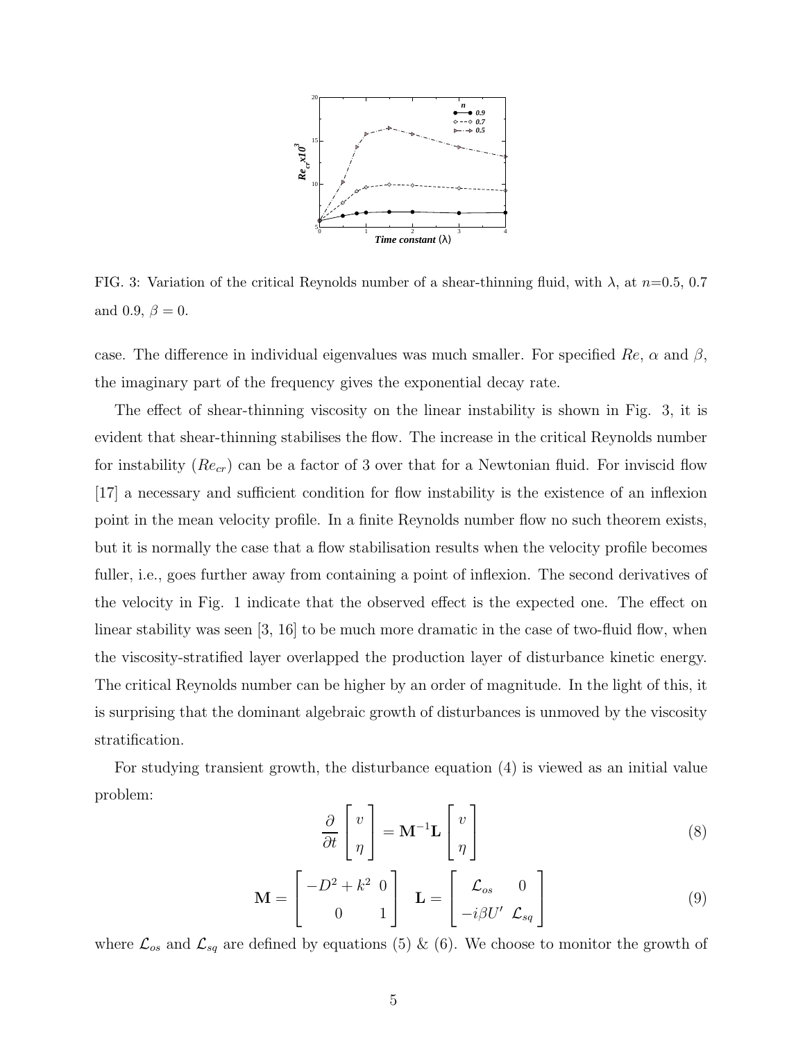FIG. 3: Variation of the critical Reynolds number of a shear-thinning fluid, with $\lambda$, at $n$=0.5, 0.7 and 0.9, $\beta = 0$.

case. The difference in individual eigenvalues was much smaller. For specified $Re$, $\alpha$ and $\beta$, the imaginary part of the frequency gives the exponential decay rate.

The effect of shear-thinning viscosity on the linear instability is shown in Fig. 3, it is evident that shear-thinning stabilises the flow. The increase in the critical Reynolds number for instability ($Re_{cr}$) can be a factor of 3 over that for a Newtonian fluid. For inviscid flow [17] a necessary and sufficient condition for flow instability is the existence of an inflexion point in the mean velocity profile. In a finite Reynolds number flow no such theorem exists, but it is normally the case that a flow stabilisation results when the velocity profile becomes fuller, i.e., goes further away from containing a point of inflexion. The second derivatives of the velocity in Fig. 1 indicate that the observed effect is the expected one. The effect on linear stability was seen [3, 16] to be much more dramatic in the case of two-fluid flow, when the viscosity-stratified layer overlapped the production layer of disturbance kinetic energy. The critical Reynolds number can be higher by an order of magnitude. In the light of this, it is surprising that the dominant algebraic growth of disturbances is unmoved by the viscosity stratification.

For studying transient growth, the disturbance equation (4) is viewed as an initial value problem:

$$\frac{\partial}{\partial t}\begin{bmatrix} v \\ \eta \end{bmatrix} = \mathbf{M}^{-1}\mathbf{L}\begin{bmatrix} v \\ \eta \end{bmatrix} \tag{8}$$

$$\mathbf{M} = \begin{bmatrix} -D^2 + k^2 & 0 \\ 0 & 1 \end{bmatrix} \quad \mathbf{L} = \begin{bmatrix} \mathcal{L}_{os} & 0 \\ -i\beta U' & \mathcal{L}_{sq} \end{bmatrix} \tag{9}$$

where $\mathcal{L}_{os}$ and $\mathcal{L}_{sq}$ are defined by equations (5) & (6). We choose to monitor the growth of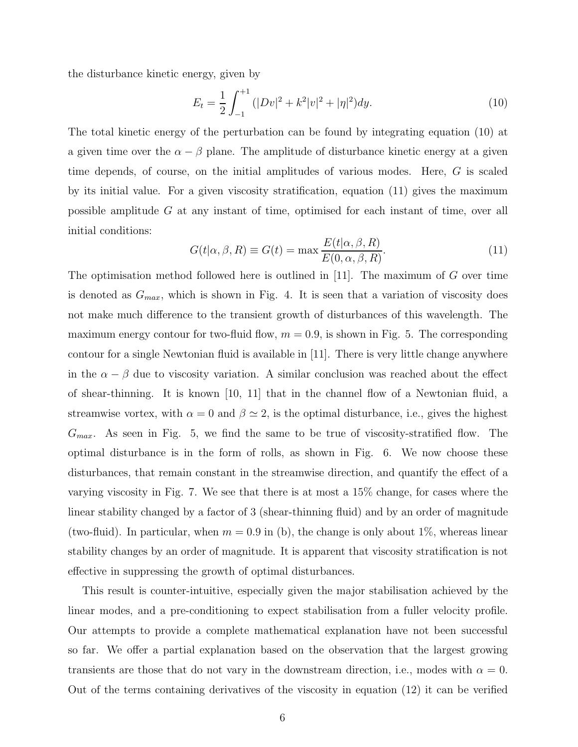the disturbance kinetic energy, given by

$$E_t = \frac{1}{2}\int_{-1}^{+1} (|Dv|^2 + k^2|v|^2 + |\eta|^2) dy. \tag{10}$$

The total kinetic energy of the perturbation can be found by integrating equation (10) at a given time over the $\alpha - \beta$ plane. The amplitude of disturbance kinetic energy at a given time depends, of course, on the initial amplitudes of various modes. Here, $G$ is scaled by its initial value. For a given viscosity stratification, equation (11) gives the maximum possible amplitude $G$ at any instant of time, optimised for each instant of time, over all initial conditions:

$$G(t|\alpha, \beta, R) \equiv G(t) = \max \frac{E(t|\alpha, \beta, R)}{E(0, \alpha, \beta, R)}. \tag{11}$$

The optimisation method followed here is outlined in [11]. The maximum of $G$ over time is denoted as $G_{max}$, which is shown in Fig. 4. It is seen that a variation of viscosity does not make much difference to the transient growth of disturbances of this wavelength. The maximum energy contour for two-fluid flow, $m = 0.9$, is shown in Fig. 5. The corresponding contour for a single Newtonian fluid is available in [11]. There is very little change anywhere in the $\alpha - \beta$ due to viscosity variation. A similar conclusion was reached about the effect of shear-thinning. It is known [10, 11] that in the channel flow of a Newtonian fluid, a streamwise vortex, with $\alpha = 0$ and $\beta \simeq 2$, is the optimal disturbance, i.e., gives the highest $G_{max}$. As seen in Fig. 5, we find the same to be true of viscosity-stratified flow. The optimal disturbance is in the form of rolls, as shown in Fig. 6. We now choose these disturbances, that remain constant in the streamwise direction, and quantify the effect of a varying viscosity in Fig. 7. We see that there is at most a 15% change, for cases where the linear stability changed by a factor of 3 (shear-thinning fluid) and by an order of magnitude (two-fluid). In particular, when $m = 0.9$ in (b), the change is only about 1%, whereas linear stability changes by an order of magnitude. It is apparent that viscosity stratification is not effective in suppressing the growth of optimal disturbances.

This result is counter-intuitive, especially given the major stabilisation achieved by the linear modes, and a pre-conditioning to expect stabilisation from a fuller velocity profile. Our attempts to provide a complete mathematical explanation have not been successful so far. We offer a partial explanation based on the observation that the largest growing transients are those that do not vary in the downstream direction, i.e., modes with $\alpha = 0$. Out of the terms containing derivatives of the viscosity in equation (12) it can be verified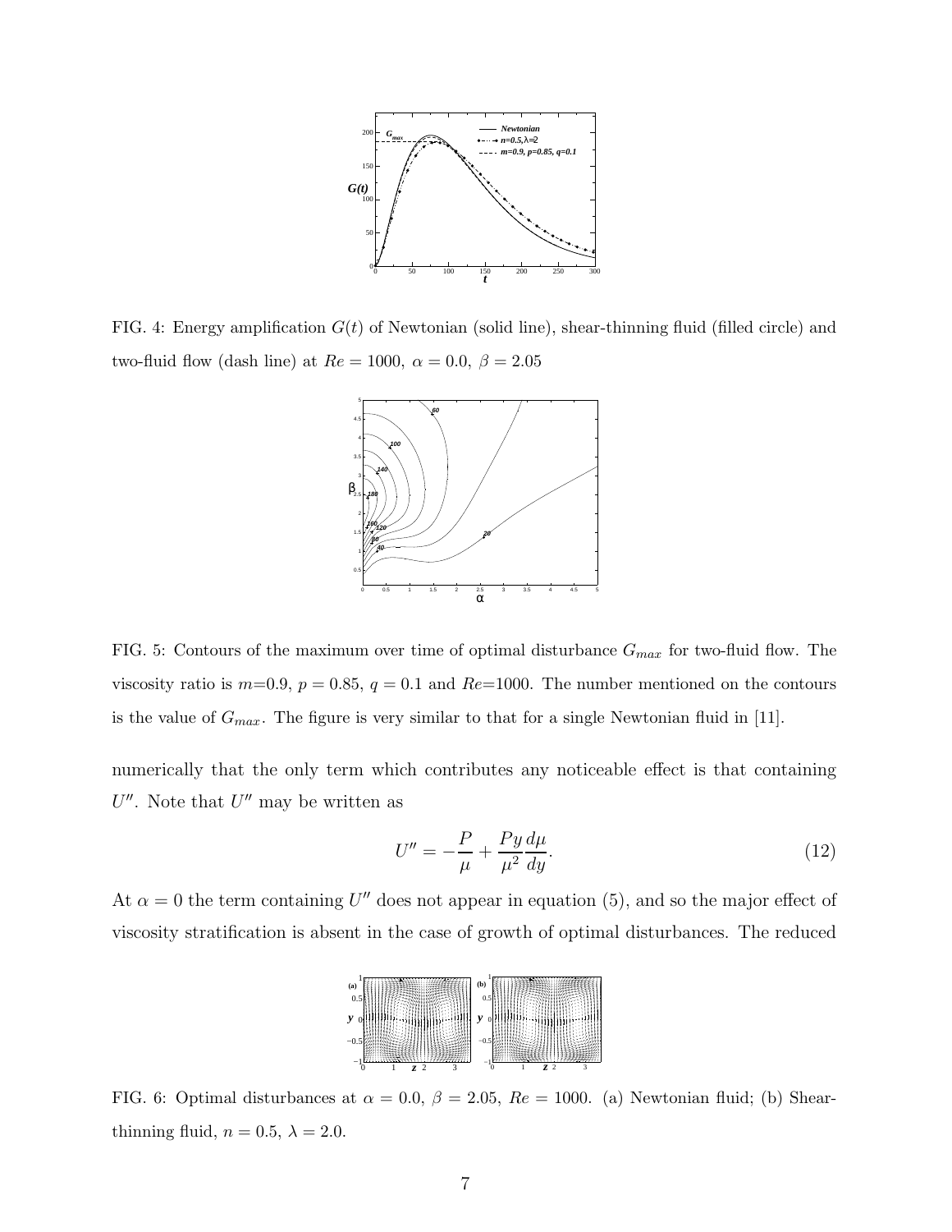FIG. 4: Energy amplification $G(t)$ of Newtonian (solid line), shear-thinning fluid (filled circle) and two-fluid flow (dash line) at $Re = 1000$, $\alpha = 0.0$, $\beta = 2.05$

FIG. 5: Contours of the maximum over time of optimal disturbance $G_{max}$ for two-fluid flow. The viscosity ratio is $m$=0.9, $p = 0.85$, $q = 0.1$ and $Re$=1000. The number mentioned on the contours is the value of $G_{max}$. The figure is very similar to that for a single Newtonian fluid in [11].

numerically that the only term which contributes any noticeable effect is that containing $U''$. Note that $U''$ may be written as

$$U'' = -\frac{P}{\mu} + \frac{Py}{\mu^2}\frac{d\mu}{dy}. \tag{12}$$

At $\alpha = 0$ the term containing $U''$ does not appear in equation (5), and so the major effect of viscosity stratification is absent in the case of growth of optimal disturbances. The reduced

FIG. 6: Optimal disturbances at $\alpha = 0.0$, $\beta = 2.05$, $Re = 1000$. (a) Newtonian fluid; (b) Shear-thinning fluid, $n = 0.5$, $\lambda = 2.0$.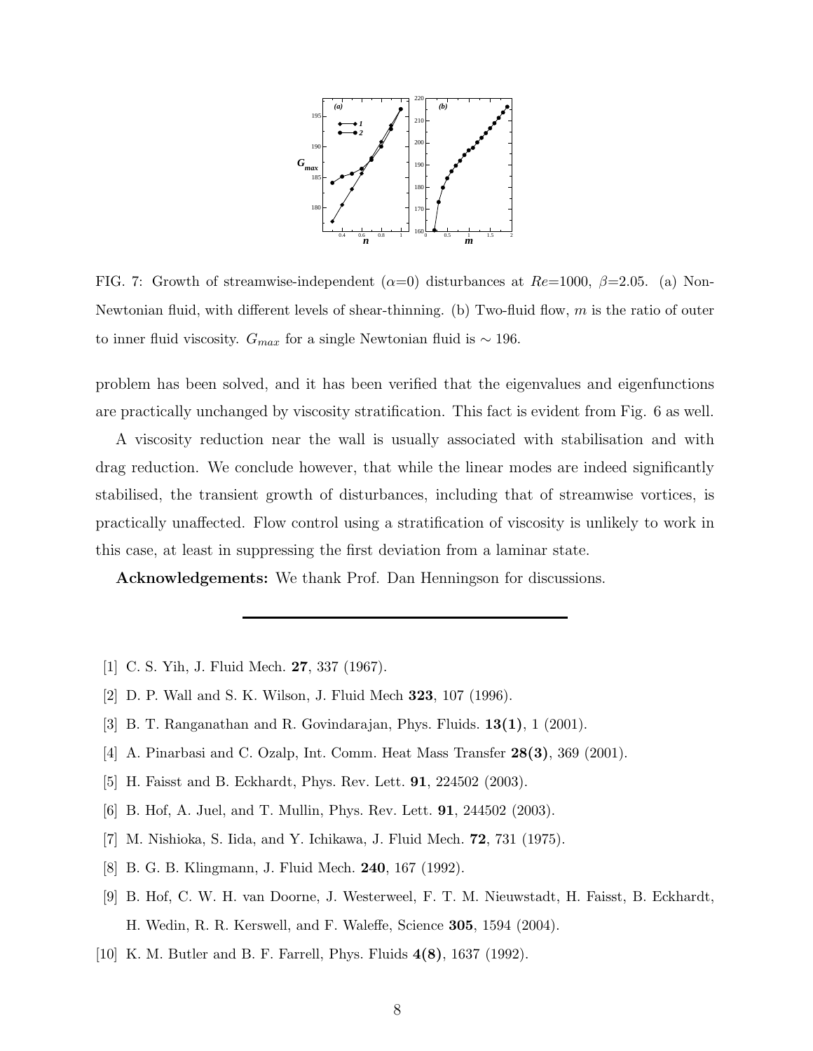FIG. 7: Growth of streamwise-independent ($\alpha$=0) disturbances at $Re$=1000, $\beta$=2.05. (a) Non-Newtonian fluid, with different levels of shear-thinning. (b) Two-fluid flow, $m$ is the ratio of outer to inner fluid viscosity. $G_{max}$ for a single Newtonian fluid is $\sim$ 196.

problem has been solved, and it has been verified that the eigenvalues and eigenfunctions are practically unchanged by viscosity stratification. This fact is evident from Fig. 6 as well.

A viscosity reduction near the wall is usually associated with stabilisation and with drag reduction. We conclude however, that while the linear modes are indeed significantly stabilised, the transient growth of disturbances, including that of streamwise vortices, is practically unaffected. Flow control using a stratification of viscosity is unlikely to work in this case, at least in suppressing the first deviation from a laminar state.

**Acknowledgements:** We thank Prof. Dan Henningson for discussions.

---

[1] C. S. Yih, J. Fluid Mech. **27**, 337 (1967).

[2] D. P. Wall and S. K. Wilson, J. Fluid Mech **323**, 107 (1996).

[3] B. T. Ranganathan and R. Govindarajan, Phys. Fluids. **13(1)**, 1 (2001).

[4] A. Pinarbasi and C. Ozalp, Int. Comm. Heat Mass Transfer **28(3)**, 369 (2001).

[5] H. Faisst and B. Eckhardt, Phys. Rev. Lett. **91**, 224502 (2003).

[6] B. Hof, A. Juel, and T. Mullin, Phys. Rev. Lett. **91**, 244502 (2003).

[7] M. Nishioka, S. Iida, and Y. Ichikawa, J. Fluid Mech. **72**, 731 (1975).

[8] B. G. B. Klingmann, J. Fluid Mech. **240**, 167 (1992).

[9] B. Hof, C. W. H. van Doorne, J. Westerweel, F. T. M. Nieuwstadt, H. Faisst, B. Eckhardt, H. Wedin, R. R. Kerswell, and F. Waleffe, Science **305**, 1594 (2004).

[10] K. M. Butler and B. F. Farrell, Phys. Fluids **4(8)**, 1637 (1992).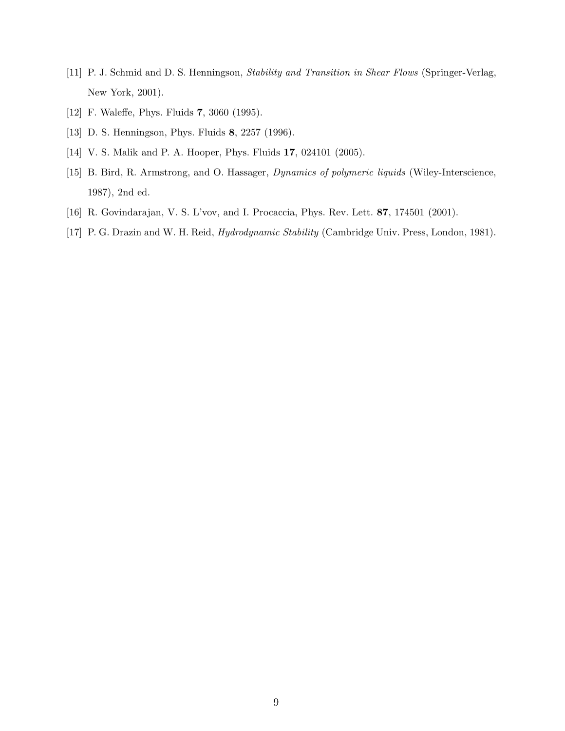[11] P. J. Schmid and D. S. Henningson, *Stability and Transition in Shear Flows* (Springer-Verlag, New York, 2001).

[12] F. Waleffe, Phys. Fluids **7**, 3060 (1995).

[13] D. S. Henningson, Phys. Fluids **8**, 2257 (1996).

[14] V. S. Malik and P. A. Hooper, Phys. Fluids **17**, 024101 (2005).

[15] B. Bird, R. Armstrong, and O. Hassager, *Dynamics of polymeric liquids* (Wiley-Interscience, 1987), 2nd ed.

[16] R. Govindarajan, V. S. L'vov, and I. Procaccia, Phys. Rev. Lett. **87**, 174501 (2001).

[17] P. G. Drazin and W. H. Reid, *Hydrodynamic Stability* (Cambridge Univ. Press, London, 1981).